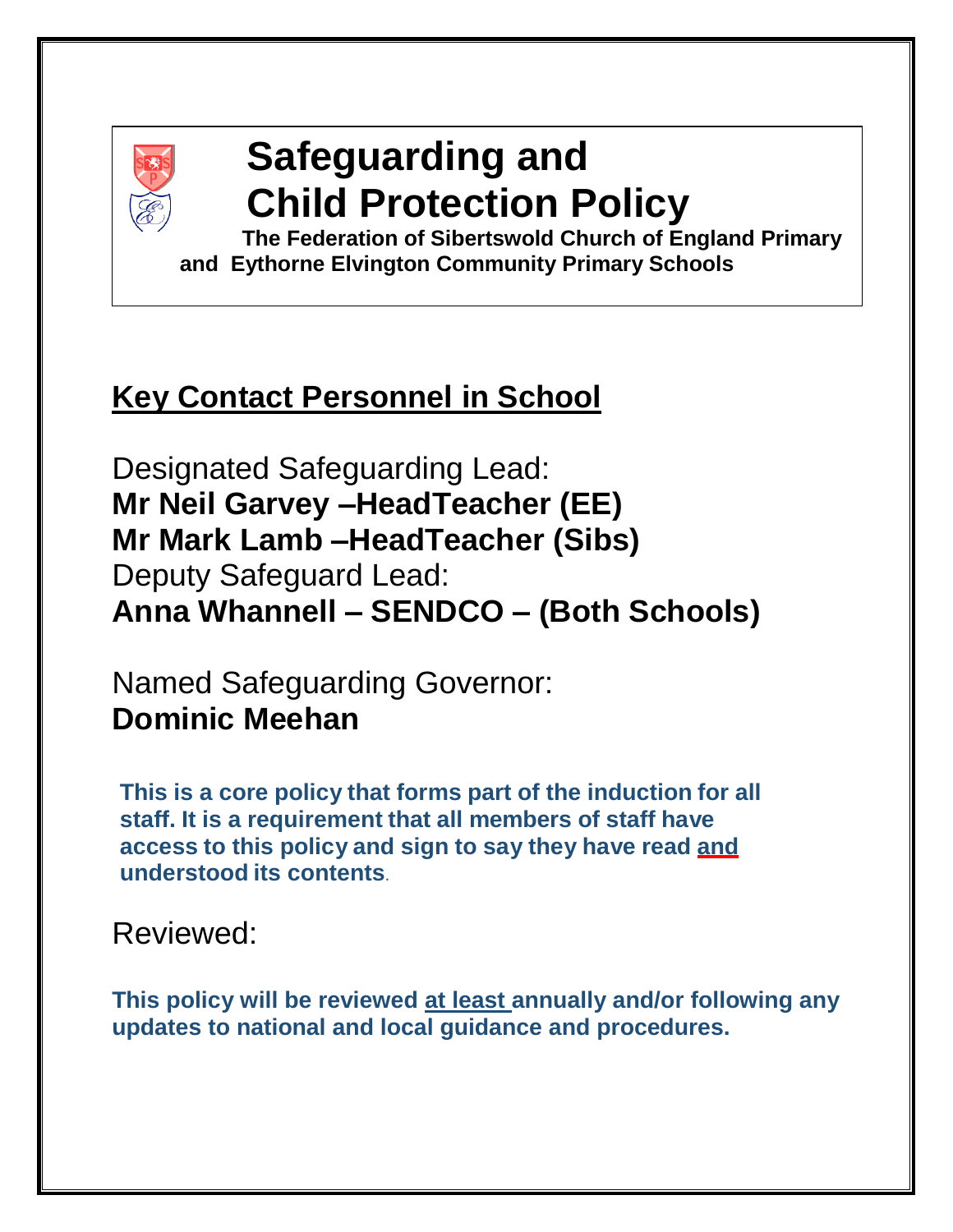# Safeguarding and Child Protection Policy

**The Federation of Sibertswold Church of England Primary and Eythorne Elvington Community Primary Schools**

## Key Contact Personnel in School

Designated Safeguarding Lead:
**Mr Neil Garvey –HeadTeacher (EE)**
**Mr Mark Lamb –HeadTeacher (Sibs)**
Deputy Safeguard Lead:
**Anna Whannell – SENDCO – (Both Schools)**

Named Safeguarding Governor:
**Dominic Meehan**

**This is a core policy that forms part of the induction for all staff. It is a requirement that all members of staff have access to this policy and sign to say they have read and understood its contents.**

Reviewed:

**This policy will be reviewed at least annually and/or following any updates to national and local guidance and procedures.**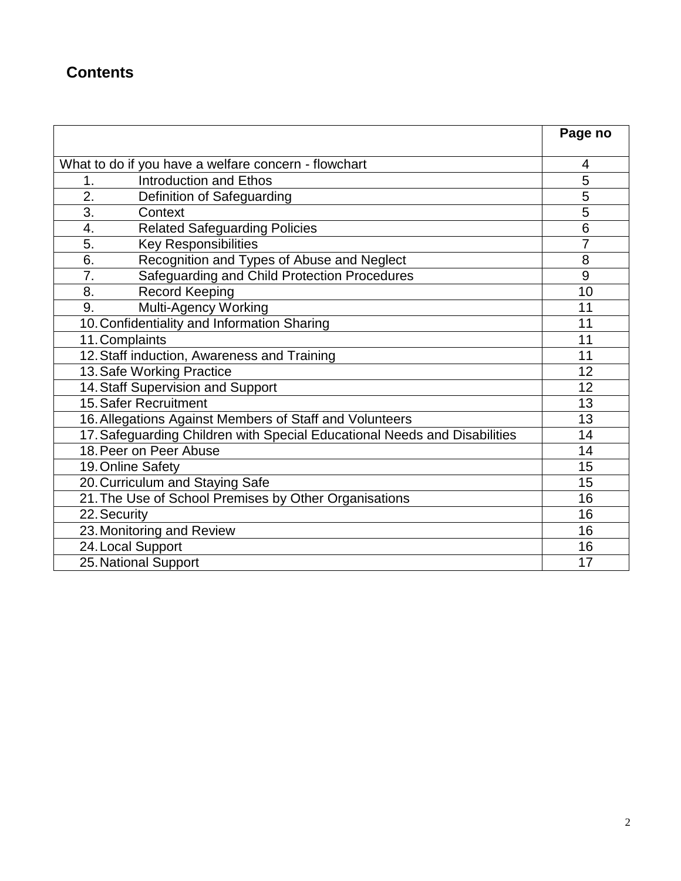## Contents

| | Page no |
|---|---|
| What to do if you have a welfare concern - flowchart | 4 |
| 1. Introduction and Ethos | 5 |
| 2. Definition of Safeguarding | 5 |
| 3. Context | 5 |
| 4. Related Safeguarding Policies | 6 |
| 5. Key Responsibilities | 7 |
| 6. Recognition and Types of Abuse and Neglect | 8 |
| 7. Safeguarding and Child Protection Procedures | 9 |
| 8. Record Keeping | 10 |
| 9. Multi-Agency Working | 11 |
| 10. Confidentiality and Information Sharing | 11 |
| 11. Complaints | 11 |
| 12. Staff induction, Awareness and Training | 11 |
| 13. Safe Working Practice | 12 |
| 14. Staff Supervision and Support | 12 |
| 15. Safer Recruitment | 13 |
| 16. Allegations Against Members of Staff and Volunteers | 13 |
| 17. Safeguarding Children with Special Educational Needs and Disabilities | 14 |
| 18. Peer on Peer Abuse | 14 |
| 19. Online Safety | 15 |
| 20. Curriculum and Staying Safe | 15 |
| 21. The Use of School Premises by Other Organisations | 16 |
| 22. Security | 16 |
| 23. Monitoring and Review | 16 |
| 24. Local Support | 16 |
| 25. National Support | 17 |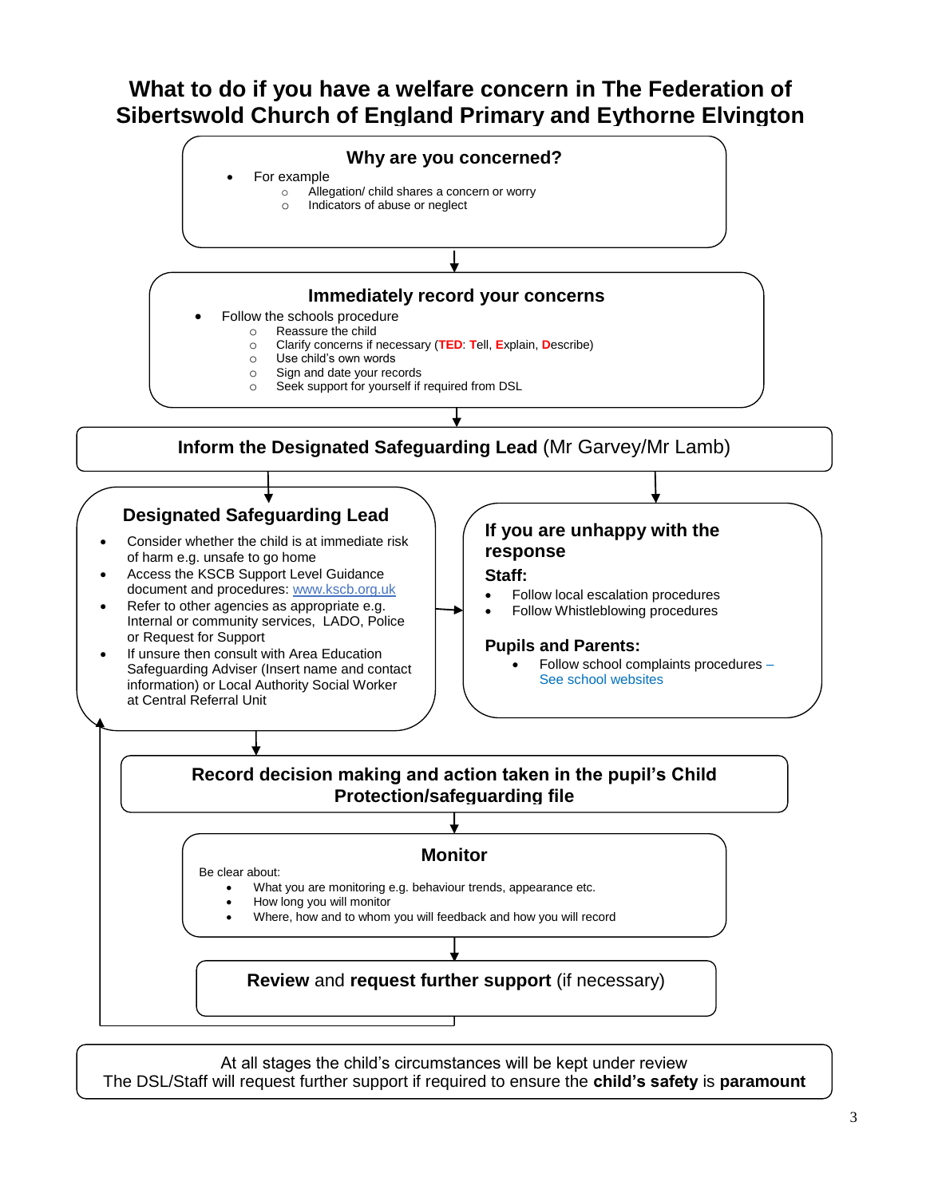# What to do if you have a welfare concern in The Federation of Sibertswold Church of England Primary and Eythorne Elvington

## Why are you concerned?

- For example
  - Allegation/ child shares a concern or worry
  - Indicators of abuse or neglect

## Immediately record your concerns

- Follow the schools procedure
  - Reassure the child
  - Clarify concerns if necessary (**TED**: **T**ell, **E**xplain, **D**escribe)
  - Use child's own words
  - Sign and date your records
  - Seek support for yourself if required from DSL

## Inform the Designated Safeguarding Lead (Mr Garvey/Mr Lamb)

## Designated Safeguarding Lead

- Consider whether the child is at immediate risk of harm e.g. unsafe to go home
- Access the KSCB Support Level Guidance document and procedures: www.kscb.org.uk
- Refer to other agencies as appropriate e.g. Internal or community services, LADO, Police or Request for Support
- If unsure then consult with Area Education Safeguarding Adviser (Insert name and contact information) or Local Authority Social Worker at Central Referral Unit

## If you are unhappy with the response

**Staff:**

- Follow local escalation procedures
- Follow Whistleblowing procedures

**Pupils and Parents:**

- Follow school complaints procedures – See school websites

## Record decision making and action taken in the pupil's Child Protection/safeguarding file

## Monitor

Be clear about:

- What you are monitoring e.g. behaviour trends, appearance etc.
- How long you will monitor
- Where, how and to whom you will feedback and how you will record

## **Review** and **request further support** (if necessary)

At all stages the child's circumstances will be kept under review

The DSL/Staff will request further support if required to ensure the **child's safety** is **paramount**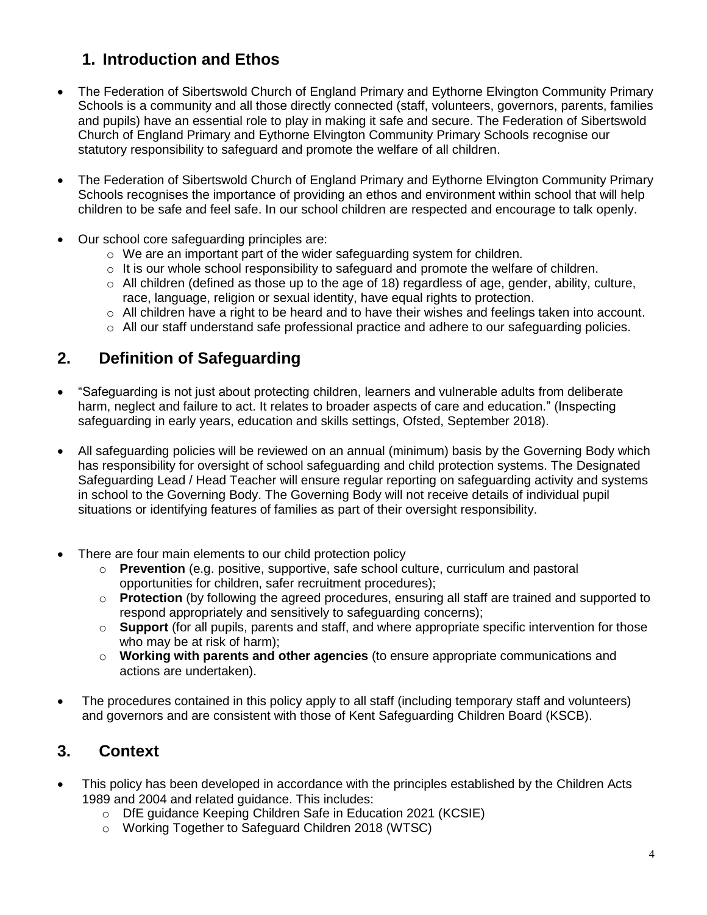## 1. Introduction and Ethos

- The Federation of Sibertswold Church of England Primary and Eythorne Elvington Community Primary Schools is a community and all those directly connected (staff, volunteers, governors, parents, families and pupils) have an essential role to play in making it safe and secure. The Federation of Sibertswold Church of England Primary and Eythorne Elvington Community Primary Schools recognise our statutory responsibility to safeguard and promote the welfare of all children.
- The Federation of Sibertswold Church of England Primary and Eythorne Elvington Community Primary Schools recognises the importance of providing an ethos and environment within school that will help children to be safe and feel safe. In our school children are respected and encourage to talk openly.
- Our school core safeguarding principles are:
  - We are an important part of the wider safeguarding system for children.
  - It is our whole school responsibility to safeguard and promote the welfare of children.
  - All children (defined as those up to the age of 18) regardless of age, gender, ability, culture, race, language, religion or sexual identity, have equal rights to protection.
  - All children have a right to be heard and to have their wishes and feelings taken into account.
  - All our staff understand safe professional practice and adhere to our safeguarding policies.

## 2. Definition of Safeguarding

- "Safeguarding is not just about protecting children, learners and vulnerable adults from deliberate harm, neglect and failure to act. It relates to broader aspects of care and education." (Inspecting safeguarding in early years, education and skills settings, Ofsted, September 2018).
- All safeguarding policies will be reviewed on an annual (minimum) basis by the Governing Body which has responsibility for oversight of school safeguarding and child protection systems. The Designated Safeguarding Lead / Head Teacher will ensure regular reporting on safeguarding activity and systems in school to the Governing Body. The Governing Body will not receive details of individual pupil situations or identifying features of families as part of their oversight responsibility.
- There are four main elements to our child protection policy
  - **Prevention** (e.g. positive, supportive, safe school culture, curriculum and pastoral opportunities for children, safer recruitment procedures);
  - **Protection** (by following the agreed procedures, ensuring all staff are trained and supported to respond appropriately and sensitively to safeguarding concerns);
  - **Support** (for all pupils, parents and staff, and where appropriate specific intervention for those who may be at risk of harm);
  - **Working with parents and other agencies** (to ensure appropriate communications and actions are undertaken).
- The procedures contained in this policy apply to all staff (including temporary staff and volunteers) and governors and are consistent with those of Kent Safeguarding Children Board (KSCB).

## 3. Context

- This policy has been developed in accordance with the principles established by the Children Acts 1989 and 2004 and related guidance. This includes:
  - DfE guidance Keeping Children Safe in Education 2021 (KCSIE)
  - Working Together to Safeguard Children 2018 (WTSC)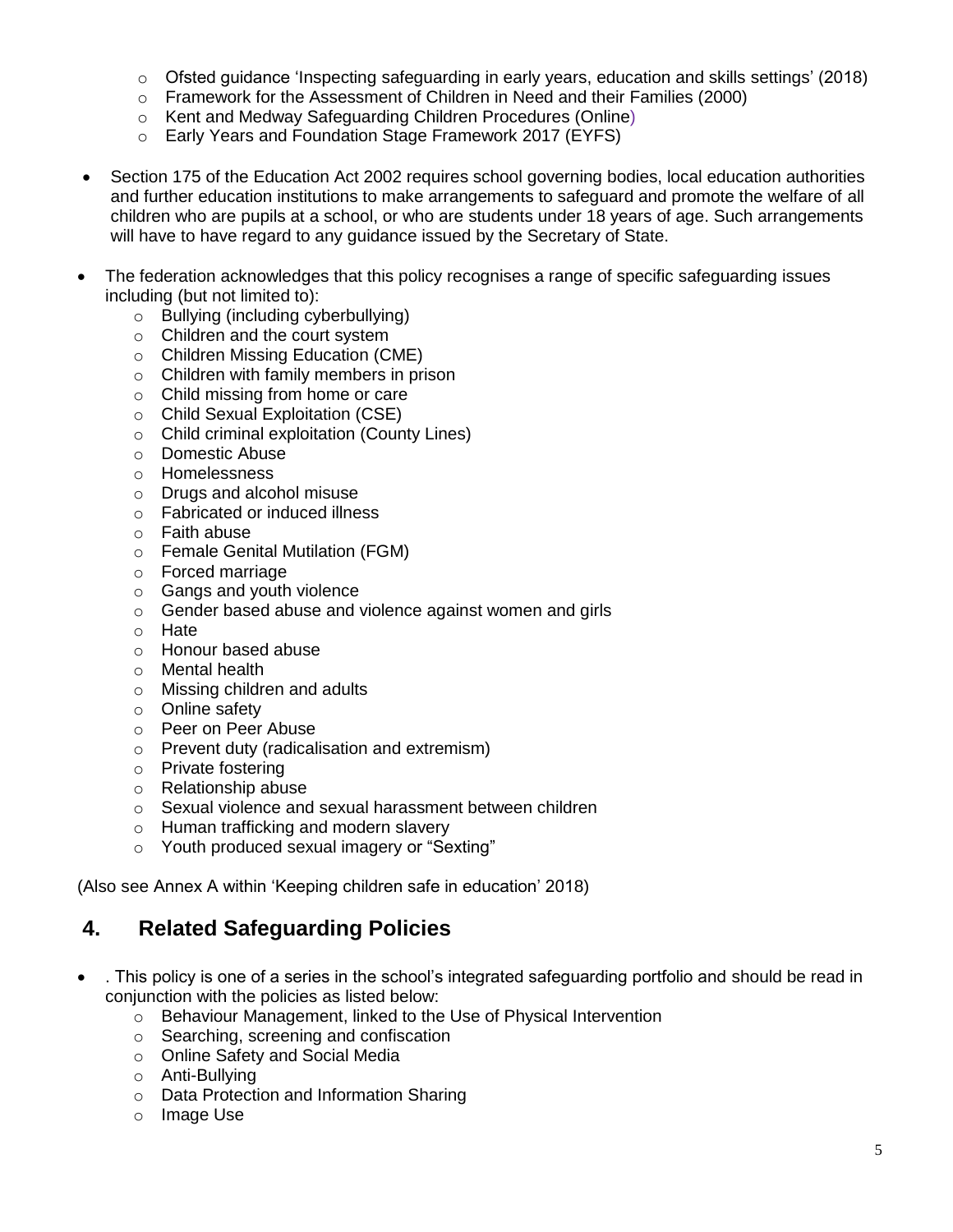- Ofsted guidance 'Inspecting safeguarding in early years, education and skills settings' (2018)
  - Framework for the Assessment of Children in Need and their Families (2000)
  - Kent and Medway Safeguarding Children Procedures (Online)
  - Early Years and Foundation Stage Framework 2017 (EYFS)

- Section 175 of the Education Act 2002 requires school governing bodies, local education authorities and further education institutions to make arrangements to safeguard and promote the welfare of all children who are pupils at a school, or who are students under 18 years of age. Such arrangements will have to have regard to any guidance issued by the Secretary of State.

- The federation acknowledges that this policy recognises a range of specific safeguarding issues including (but not limited to):
  - Bullying (including cyberbullying)
  - Children and the court system
  - Children Missing Education (CME)
  - Children with family members in prison
  - Child missing from home or care
  - Child Sexual Exploitation (CSE)
  - Child criminal exploitation (County Lines)
  - Domestic Abuse
  - Homelessness
  - Drugs and alcohol misuse
  - Fabricated or induced illness
  - Faith abuse
  - Female Genital Mutilation (FGM)
  - Forced marriage
  - Gangs and youth violence
  - Gender based abuse and violence against women and girls
  - Hate
  - Honour based abuse
  - Mental health
  - Missing children and adults
  - Online safety
  - Peer on Peer Abuse
  - Prevent duty (radicalisation and extremism)
  - Private fostering
  - Relationship abuse
  - Sexual violence and sexual harassment between children
  - Human trafficking and modern slavery
  - Youth produced sexual imagery or "Sexting"

(Also see Annex A within 'Keeping children safe in education' 2018)

## 4. Related Safeguarding Policies

- . This policy is one of a series in the school's integrated safeguarding portfolio and should be read in conjunction with the policies as listed below:
  - Behaviour Management, linked to the Use of Physical Intervention
  - Searching, screening and confiscation
  - Online Safety and Social Media
  - Anti-Bullying
  - Data Protection and Information Sharing
  - Image Use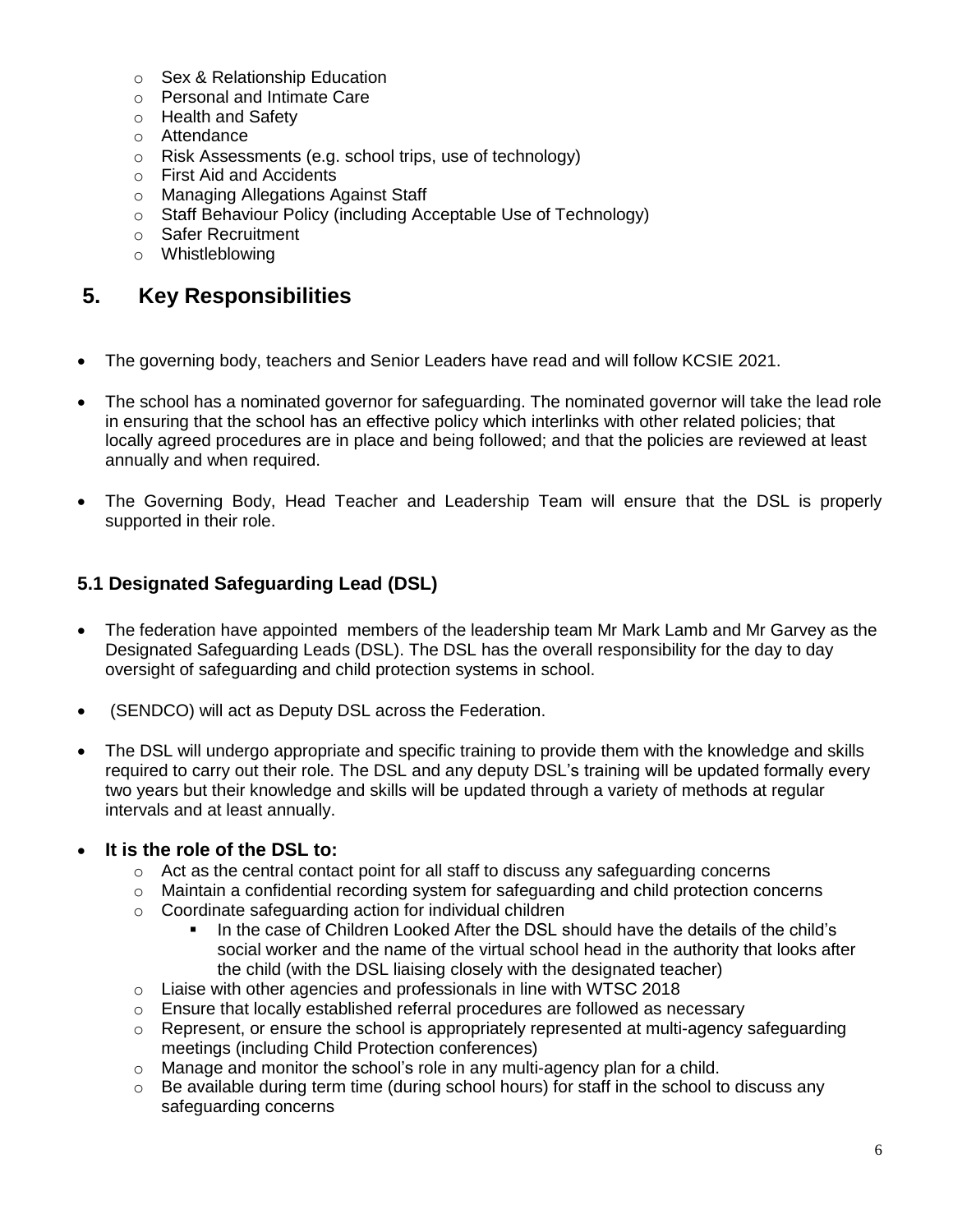- Sex & Relationship Education
- Personal and Intimate Care
- Health and Safety
- Attendance
- Risk Assessments (e.g. school trips, use of technology)
- First Aid and Accidents
- Managing Allegations Against Staff
- Staff Behaviour Policy (including Acceptable Use of Technology)
- Safer Recruitment
- Whistleblowing

# 5. Key Responsibilities

- The governing body, teachers and Senior Leaders have read and will follow KCSIE 2021.
- The school has a nominated governor for safeguarding. The nominated governor will take the lead role in ensuring that the school has an effective policy which interlinks with other related policies; that locally agreed procedures are in place and being followed; and that the policies are reviewed at least annually and when required.
- The Governing Body, Head Teacher and Leadership Team will ensure that the DSL is properly supported in their role.

## 5.1 Designated Safeguarding Lead (DSL)

- The federation have appointed members of the leadership team Mr Mark Lamb and Mr Garvey as the Designated Safeguarding Leads (DSL). The DSL has the overall responsibility for the day to day oversight of safeguarding and child protection systems in school.
- (SENDCO) will act as Deputy DSL across the Federation.
- The DSL will undergo appropriate and specific training to provide them with the knowledge and skills required to carry out their role. The DSL and any deputy DSL's training will be updated formally every two years but their knowledge and skills will be updated through a variety of methods at regular intervals and at least annually.
- **It is the role of the DSL to:**
  - Act as the central contact point for all staff to discuss any safeguarding concerns
  - Maintain a confidential recording system for safeguarding and child protection concerns
  - Coordinate safeguarding action for individual children
    - In the case of Children Looked After the DSL should have the details of the child's social worker and the name of the virtual school head in the authority that looks after the child (with the DSL liaising closely with the designated teacher)
  - Liaise with other agencies and professionals in line with WTSC 2018
  - Ensure that locally established referral procedures are followed as necessary
  - Represent, or ensure the school is appropriately represented at multi-agency safeguarding meetings (including Child Protection conferences)
  - Manage and monitor the school's role in any multi-agency plan for a child.
  - Be available during term time (during school hours) for staff in the school to discuss any safeguarding concerns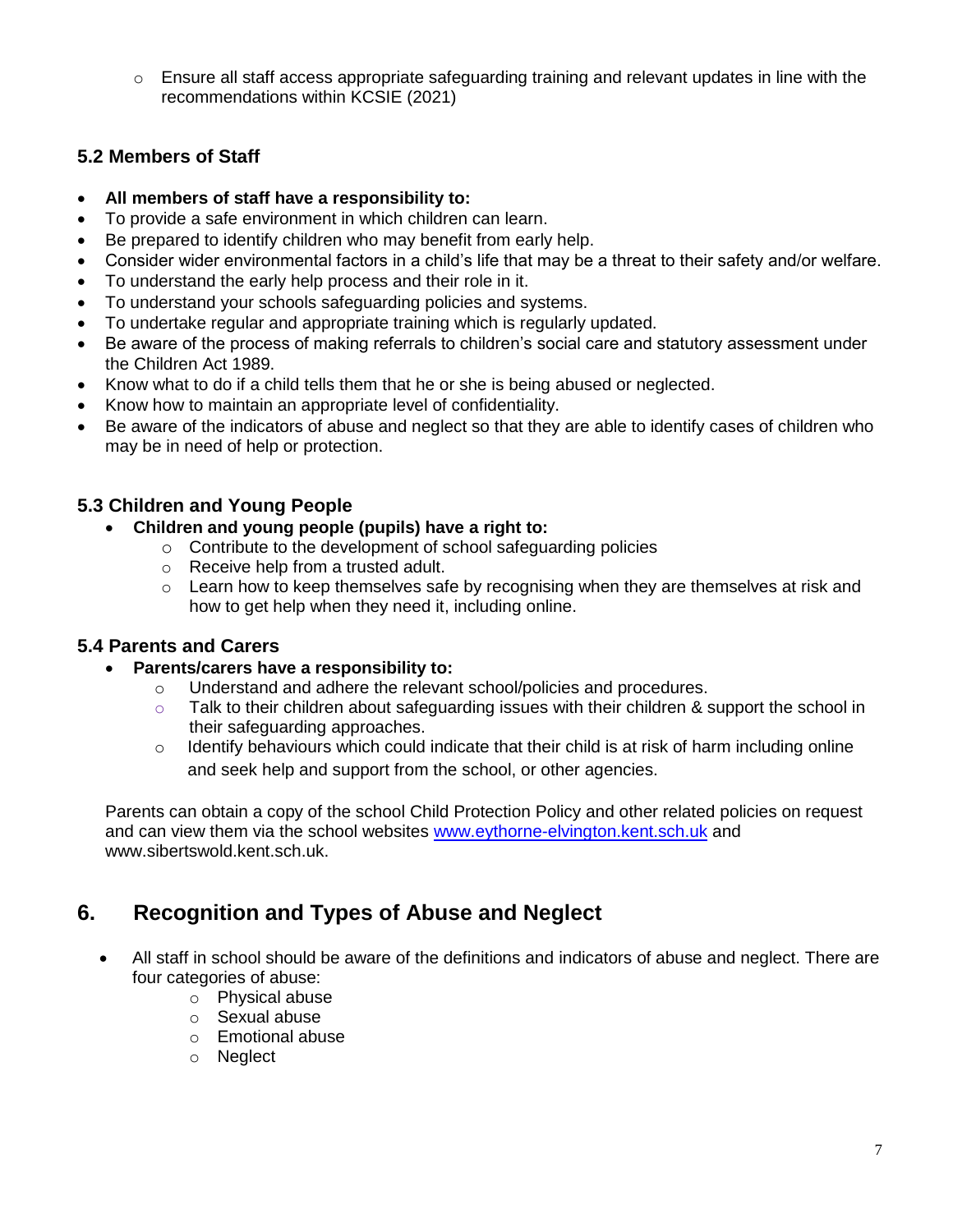- Ensure all staff access appropriate safeguarding training and relevant updates in line with the recommendations within KCSIE (2021)

### 5.2 Members of Staff

- **All members of staff have a responsibility to:**
- To provide a safe environment in which children can learn.
- Be prepared to identify children who may benefit from early help.
- Consider wider environmental factors in a child's life that may be a threat to their safety and/or welfare.
- To understand the early help process and their role in it.
- To understand your schools safeguarding policies and systems.
- To undertake regular and appropriate training which is regularly updated.
- Be aware of the process of making referrals to children's social care and statutory assessment under the Children Act 1989.
- Know what to do if a child tells them that he or she is being abused or neglected.
- Know how to maintain an appropriate level of confidentiality.
- Be aware of the indicators of abuse and neglect so that they are able to identify cases of children who may be in need of help or protection.

### 5.3 Children and Young People

- **Children and young people (pupils) have a right to:**
  - Contribute to the development of school safeguarding policies
  - Receive help from a trusted adult.
  - Learn how to keep themselves safe by recognising when they are themselves at risk and how to get help when they need it, including online.

### 5.4 Parents and Carers

- **Parents/carers have a responsibility to:**
  - Understand and adhere the relevant school/policies and procedures.
  - Talk to their children about safeguarding issues with their children & support the school in their safeguarding approaches.
  - Identify behaviours which could indicate that their child is at risk of harm including online and seek help and support from the school, or other agencies.

Parents can obtain a copy of the school Child Protection Policy and other related policies on request and can view them via the school websites www.eythorne-elvington.kent.sch.uk and www.sibertswold.kent.sch.uk.

## 6. Recognition and Types of Abuse and Neglect

- All staff in school should be aware of the definitions and indicators of abuse and neglect. There are four categories of abuse:
  - Physical abuse
  - Sexual abuse
  - Emotional abuse
  - Neglect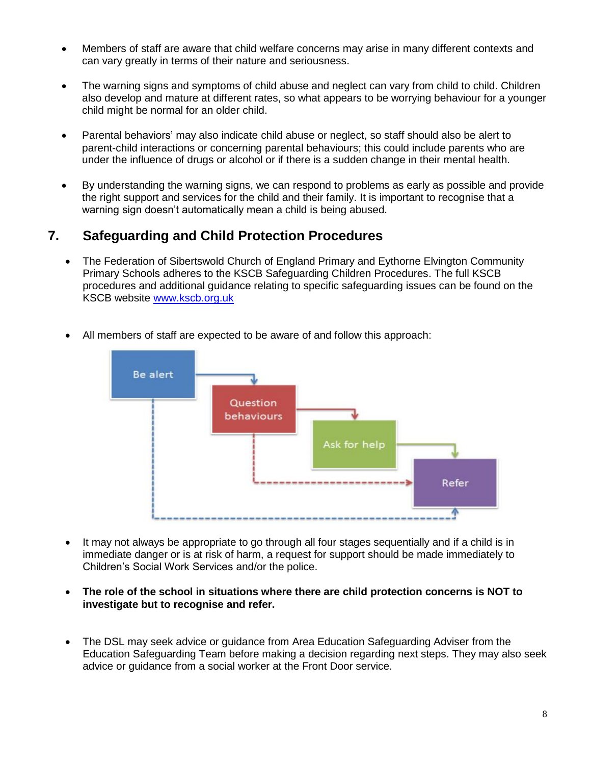- Members of staff are aware that child welfare concerns may arise in many different contexts and can vary greatly in terms of their nature and seriousness.
- The warning signs and symptoms of child abuse and neglect can vary from child to child. Children also develop and mature at different rates, so what appears to be worrying behaviour for a younger child might be normal for an older child.
- Parental behaviors' may also indicate child abuse or neglect, so staff should also be alert to parent-child interactions or concerning parental behaviours; this could include parents who are under the influence of drugs or alcohol or if there is a sudden change in their mental health.
- By understanding the warning signs, we can respond to problems as early as possible and provide the right support and services for the child and their family. It is important to recognise that a warning sign doesn't automatically mean a child is being abused.

## 7. Safeguarding and Child Protection Procedures

- The Federation of Sibertswold Church of England Primary and Eythorne Elvington Community Primary Schools adheres to the KSCB Safeguarding Children Procedures. The full KSCB procedures and additional guidance relating to specific safeguarding issues can be found on the KSCB website [www.kscb.org.uk](http://www.kscb.org.uk)
- All members of staff are expected to be aware of and follow this approach:

Be alert → Question behaviours → Ask for help → Refer

- It may not always be appropriate to go through all four stages sequentially and if a child is in immediate danger or is at risk of harm, a request for support should be made immediately to Children's Social Work Services and/or the police.
- **The role of the school in situations where there are child protection concerns is NOT to investigate but to recognise and refer.**
- The DSL may seek advice or guidance from Area Education Safeguarding Adviser from the Education Safeguarding Team before making a decision regarding next steps. They may also seek advice or guidance from a social worker at the Front Door service.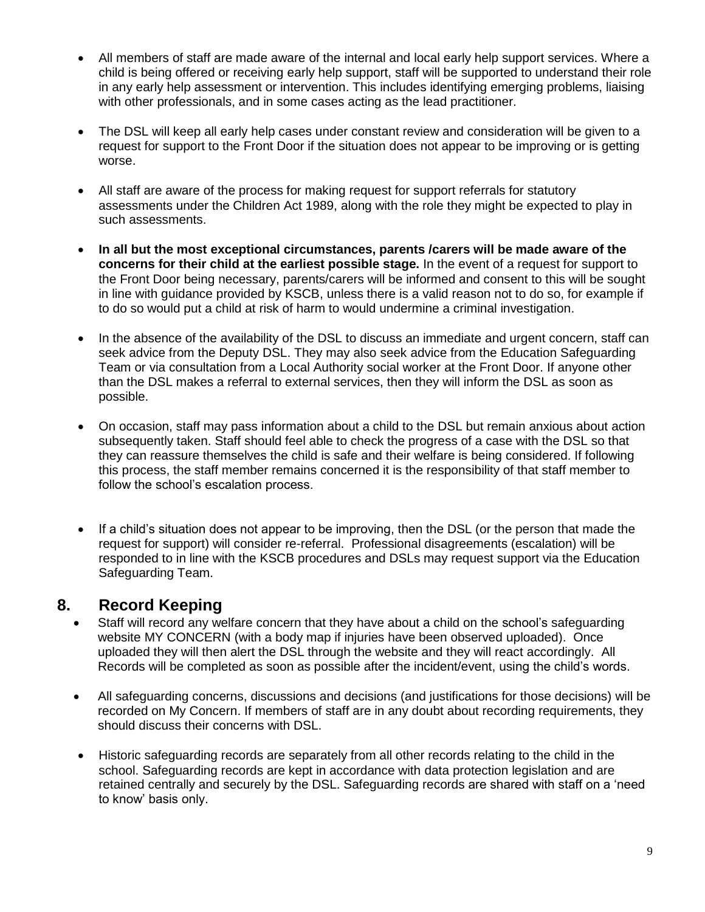- All members of staff are made aware of the internal and local early help support services. Where a child is being offered or receiving early help support, staff will be supported to understand their role in any early help assessment or intervention. This includes identifying emerging problems, liaising with other professionals, and in some cases acting as the lead practitioner.

- The DSL will keep all early help cases under constant review and consideration will be given to a request for support to the Front Door if the situation does not appear to be improving or is getting worse.

- All staff are aware of the process for making request for support referrals for statutory assessments under the Children Act 1989, along with the role they might be expected to play in such assessments.

- **In all but the most exceptional circumstances, parents /carers will be made aware of the concerns for their child at the earliest possible stage.** In the event of a request for support to the Front Door being necessary, parents/carers will be informed and consent to this will be sought in line with guidance provided by KSCB, unless there is a valid reason not to do so, for example if to do so would put a child at risk of harm to would undermine a criminal investigation.

- In the absence of the availability of the DSL to discuss an immediate and urgent concern, staff can seek advice from the Deputy DSL. They may also seek advice from the Education Safeguarding Team or via consultation from a Local Authority social worker at the Front Door. If anyone other than the DSL makes a referral to external services, then they will inform the DSL as soon as possible.

- On occasion, staff may pass information about a child to the DSL but remain anxious about action subsequently taken. Staff should feel able to check the progress of a case with the DSL so that they can reassure themselves the child is safe and their welfare is being considered. If following this process, the staff member remains concerned it is the responsibility of that staff member to follow the school's escalation process.

- If a child's situation does not appear to be improving, then the DSL (or the person that made the request for support) will consider re-referral. Professional disagreements (escalation) will be responded to in line with the KSCB procedures and DSLs may request support via the Education Safeguarding Team.

## 8. Record Keeping

- Staff will record any welfare concern that they have about a child on the school's safeguarding website MY CONCERN (with a body map if injuries have been observed uploaded). Once uploaded they will then alert the DSL through the website and they will react accordingly. All Records will be completed as soon as possible after the incident/event, using the child's words.

- All safeguarding concerns, discussions and decisions (and justifications for those decisions) will be recorded on My Concern. If members of staff are in any doubt about recording requirements, they should discuss their concerns with DSL.

- Historic safeguarding records are separately from all other records relating to the child in the school. Safeguarding records are kept in accordance with data protection legislation and are retained centrally and securely by the DSL. Safeguarding records are shared with staff on a 'need to know' basis only.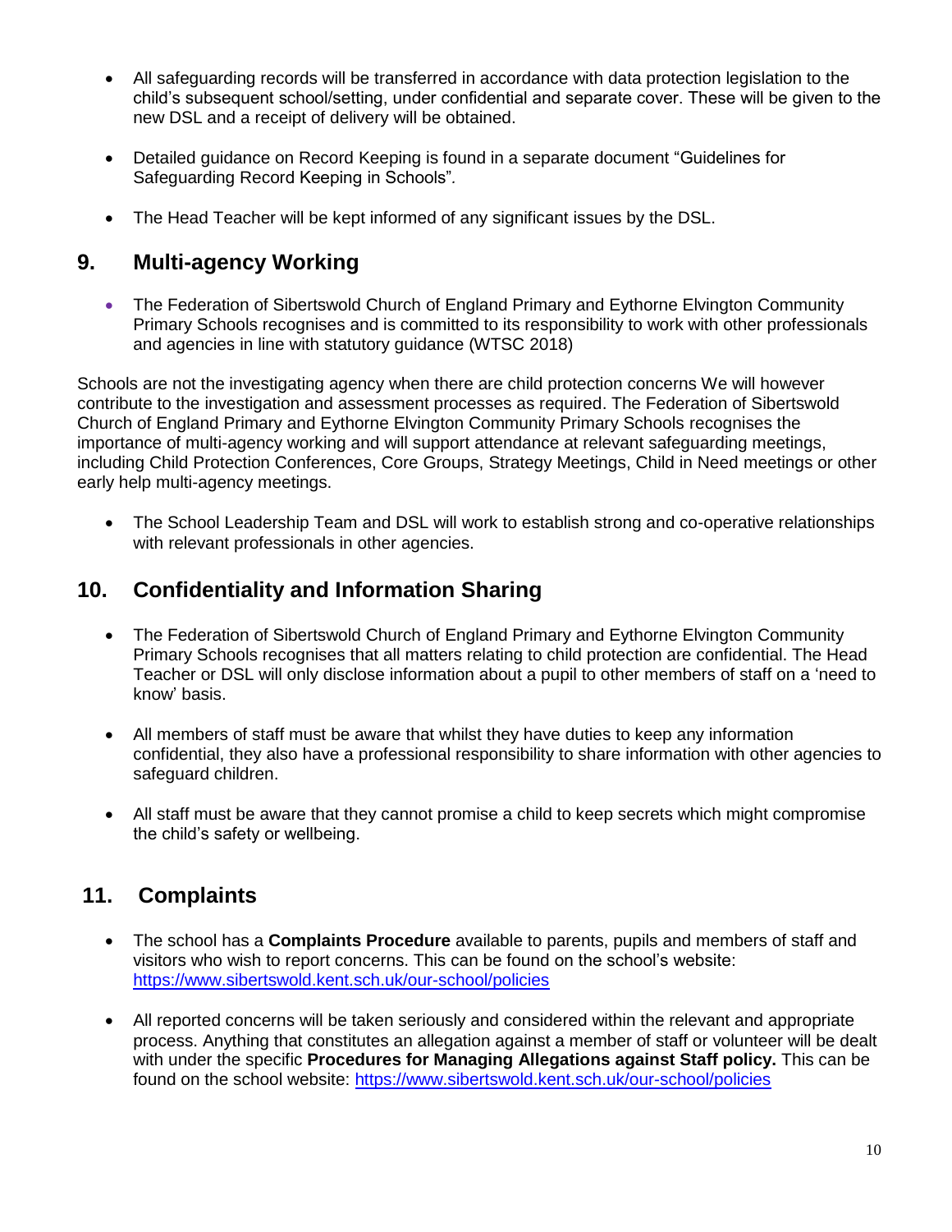- All safeguarding records will be transferred in accordance with data protection legislation to the child's subsequent school/setting, under confidential and separate cover. These will be given to the new DSL and a receipt of delivery will be obtained.

- Detailed guidance on Record Keeping is found in a separate document "Guidelines for Safeguarding Record Keeping in Schools".

- The Head Teacher will be kept informed of any significant issues by the DSL.

## 9. Multi-agency Working

- The Federation of Sibertswold Church of England Primary and Eythorne Elvington Community Primary Schools recognises and is committed to its responsibility to work with other professionals and agencies in line with statutory guidance (WTSC 2018)

Schools are not the investigating agency when there are child protection concerns We will however contribute to the investigation and assessment processes as required. The Federation of Sibertswold Church of England Primary and Eythorne Elvington Community Primary Schools recognises the importance of multi-agency working and will support attendance at relevant safeguarding meetings, including Child Protection Conferences, Core Groups, Strategy Meetings, Child in Need meetings or other early help multi-agency meetings.

- The School Leadership Team and DSL will work to establish strong and co-operative relationships with relevant professionals in other agencies.

## 10. Confidentiality and Information Sharing

- The Federation of Sibertswold Church of England Primary and Eythorne Elvington Community Primary Schools recognises that all matters relating to child protection are confidential. The Head Teacher or DSL will only disclose information about a pupil to other members of staff on a 'need to know' basis.

- All members of staff must be aware that whilst they have duties to keep any information confidential, they also have a professional responsibility to share information with other agencies to safeguard children.

- All staff must be aware that they cannot promise a child to keep secrets which might compromise the child's safety or wellbeing.

## 11. Complaints

- The school has a **Complaints Procedure** available to parents, pupils and members of staff and visitors who wish to report concerns. This can be found on the school's website: https://www.sibertswold.kent.sch.uk/our-school/policies

- All reported concerns will be taken seriously and considered within the relevant and appropriate process. Anything that constitutes an allegation against a member of staff or volunteer will be dealt with under the specific **Procedures for Managing Allegations against Staff policy.** This can be found on the school website: https://www.sibertswold.kent.sch.uk/our-school/policies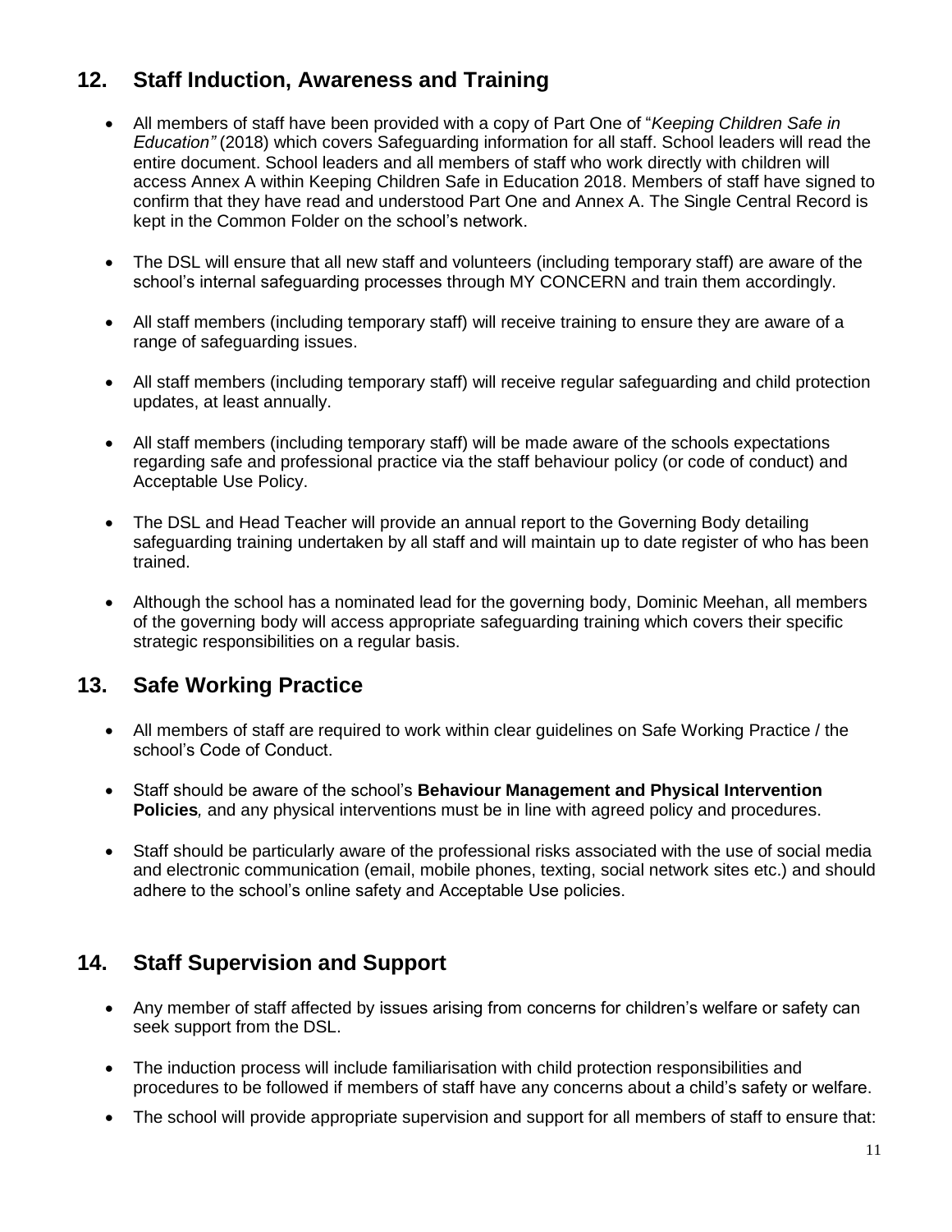## 12. Staff Induction, Awareness and Training

- All members of staff have been provided with a copy of Part One of "*Keeping Children Safe in Education"* (2018) which covers Safeguarding information for all staff. School leaders will read the entire document. School leaders and all members of staff who work directly with children will access Annex A within Keeping Children Safe in Education 2018. Members of staff have signed to confirm that they have read and understood Part One and Annex A. The Single Central Record is kept in the Common Folder on the school's network.

- The DSL will ensure that all new staff and volunteers (including temporary staff) are aware of the school's internal safeguarding processes through MY CONCERN and train them accordingly.

- All staff members (including temporary staff) will receive training to ensure they are aware of a range of safeguarding issues.

- All staff members (including temporary staff) will receive regular safeguarding and child protection updates, at least annually.

- All staff members (including temporary staff) will be made aware of the schools expectations regarding safe and professional practice via the staff behaviour policy (or code of conduct) and Acceptable Use Policy.

- The DSL and Head Teacher will provide an annual report to the Governing Body detailing safeguarding training undertaken by all staff and will maintain up to date register of who has been trained.

- Although the school has a nominated lead for the governing body, Dominic Meehan, all members of the governing body will access appropriate safeguarding training which covers their specific strategic responsibilities on a regular basis.

## 13. Safe Working Practice

- All members of staff are required to work within clear guidelines on Safe Working Practice / the school's Code of Conduct.

- Staff should be aware of the school's **Behaviour Management and Physical Intervention Policies***,* and any physical interventions must be in line with agreed policy and procedures.

- Staff should be particularly aware of the professional risks associated with the use of social media and electronic communication (email, mobile phones, texting, social network sites etc.) and should adhere to the school's online safety and Acceptable Use policies.

## 14. Staff Supervision and Support

- Any member of staff affected by issues arising from concerns for children's welfare or safety can seek support from the DSL.

- The induction process will include familiarisation with child protection responsibilities and procedures to be followed if members of staff have any concerns about a child's safety or welfare.

- The school will provide appropriate supervision and support for all members of staff to ensure that: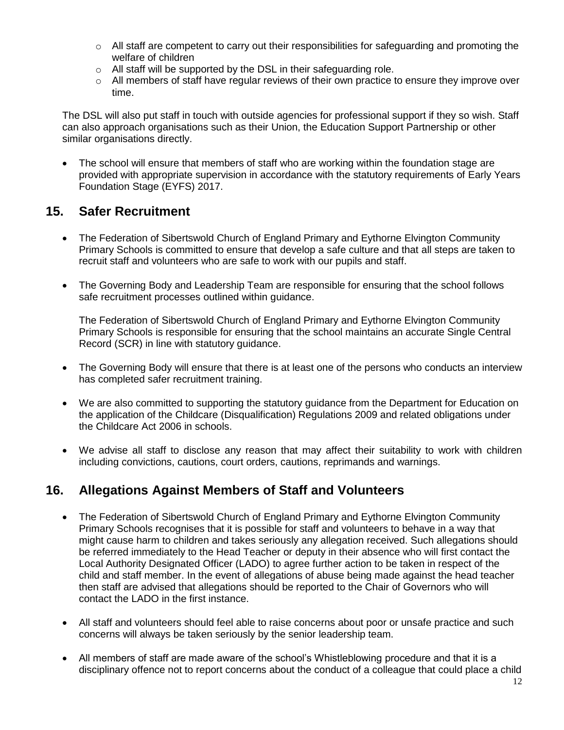- All staff are competent to carry out their responsibilities for safeguarding and promoting the welfare of children
- All staff will be supported by the DSL in their safeguarding role.
- All members of staff have regular reviews of their own practice to ensure they improve over time.

The DSL will also put staff in touch with outside agencies for professional support if they so wish. Staff can also approach organisations such as their Union, the Education Support Partnership or other similar organisations directly.

- The school will ensure that members of staff who are working within the foundation stage are provided with appropriate supervision in accordance with the statutory requirements of Early Years Foundation Stage (EYFS) 2017.

## 15. Safer Recruitment

- The Federation of Sibertswold Church of England Primary and Eythorne Elvington Community Primary Schools is committed to ensure that develop a safe culture and that all steps are taken to recruit staff and volunteers who are safe to work with our pupils and staff.
- The Governing Body and Leadership Team are responsible for ensuring that the school follows safe recruitment processes outlined within guidance.

  The Federation of Sibertswold Church of England Primary and Eythorne Elvington Community Primary Schools is responsible for ensuring that the school maintains an accurate Single Central Record (SCR) in line with statutory guidance.

- The Governing Body will ensure that there is at least one of the persons who conducts an interview has completed safer recruitment training.
- We are also committed to supporting the statutory guidance from the Department for Education on the application of the Childcare (Disqualification) Regulations 2009 and related obligations under the Childcare Act 2006 in schools.
- We advise all staff to disclose any reason that may affect their suitability to work with children including convictions, cautions, court orders, cautions, reprimands and warnings.

## 16. Allegations Against Members of Staff and Volunteers

- The Federation of Sibertswold Church of England Primary and Eythorne Elvington Community Primary Schools recognises that it is possible for staff and volunteers to behave in a way that might cause harm to children and takes seriously any allegation received. Such allegations should be referred immediately to the Head Teacher or deputy in their absence who will first contact the Local Authority Designated Officer (LADO) to agree further action to be taken in respect of the child and staff member. In the event of allegations of abuse being made against the head teacher then staff are advised that allegations should be reported to the Chair of Governors who will contact the LADO in the first instance.
- All staff and volunteers should feel able to raise concerns about poor or unsafe practice and such concerns will always be taken seriously by the senior leadership team.
- All members of staff are made aware of the school's Whistleblowing procedure and that it is a disciplinary offence not to report concerns about the conduct of a colleague that could place a child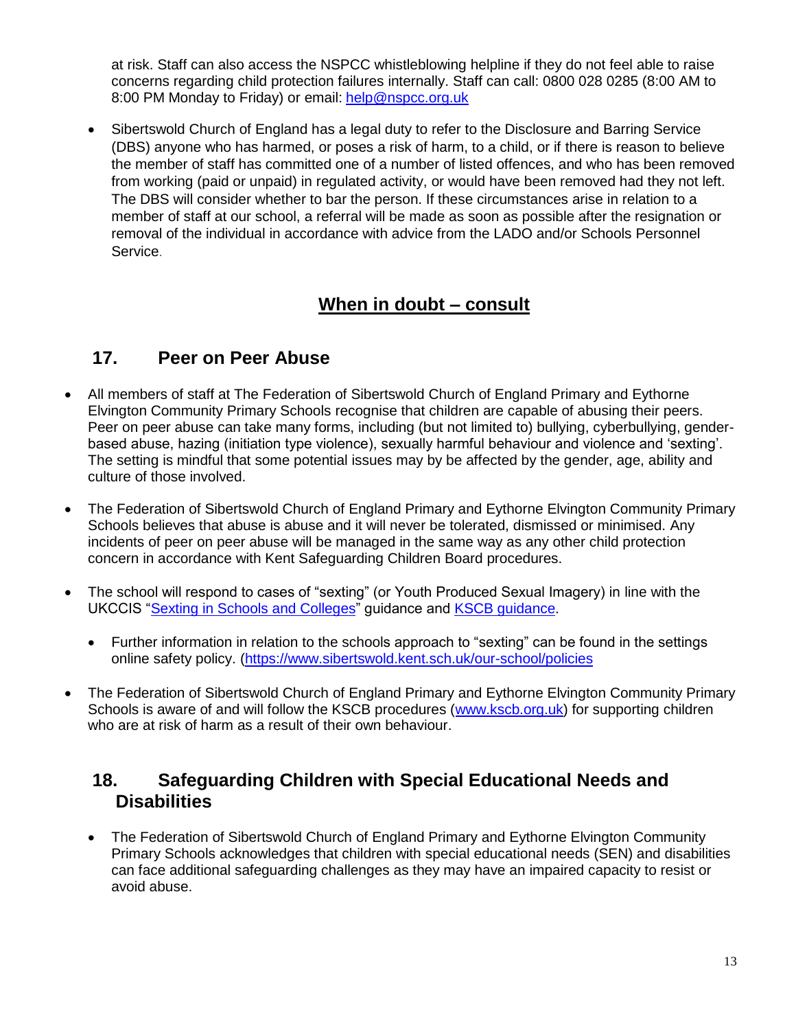at risk. Staff can also access the NSPCC whistleblowing helpline if they do not feel able to raise concerns regarding child protection failures internally. Staff can call: 0800 028 0285 (8:00 AM to 8:00 PM Monday to Friday) or email: [help@nspcc.org.uk](mailto:help@nspcc.org.uk)

- Sibertswold Church of England has a legal duty to refer to the Disclosure and Barring Service (DBS) anyone who has harmed, or poses a risk of harm, to a child, or if there is reason to believe the member of staff has committed one of a number of listed offences, and who has been removed from working (paid or unpaid) in regulated activity, or would have been removed had they not left. The DBS will consider whether to bar the person. If these circumstances arise in relation to a member of staff at our school, a referral will be made as soon as possible after the resignation or removal of the individual in accordance with advice from the LADO and/or Schools Personnel Service.

**When in doubt – consult**

## 17. Peer on Peer Abuse

- All members of staff at The Federation of Sibertswold Church of England Primary and Eythorne Elvington Community Primary Schools recognise that children are capable of abusing their peers. Peer on peer abuse can take many forms, including (but not limited to) bullying, cyberbullying, gender-based abuse, hazing (initiation type violence), sexually harmful behaviour and violence and 'sexting'. The setting is mindful that some potential issues may by be affected by the gender, age, ability and culture of those involved.

- The Federation of Sibertswold Church of England Primary and Eythorne Elvington Community Primary Schools believes that abuse is abuse and it will never be tolerated, dismissed or minimised. Any incidents of peer on peer abuse will be managed in the same way as any other child protection concern in accordance with Kent Safeguarding Children Board procedures.

- The school will respond to cases of "sexting" (or Youth Produced Sexual Imagery) in line with the UKCCIS "Sexting in Schools and Colleges" guidance and KSCB guidance.

  - Further information in relation to the schools approach to "sexting" can be found in the settings online safety policy. (https://www.sibertswold.kent.sch.uk/our-school/policies

- The Federation of Sibertswold Church of England Primary and Eythorne Elvington Community Primary Schools is aware of and will follow the KSCB procedures (www.kscb.org.uk) for supporting children who are at risk of harm as a result of their own behaviour.

## 18. Safeguarding Children with Special Educational Needs and Disabilities

- The Federation of Sibertswold Church of England Primary and Eythorne Elvington Community Primary Schools acknowledges that children with special educational needs (SEN) and disabilities can face additional safeguarding challenges as they may have an impaired capacity to resist or avoid abuse.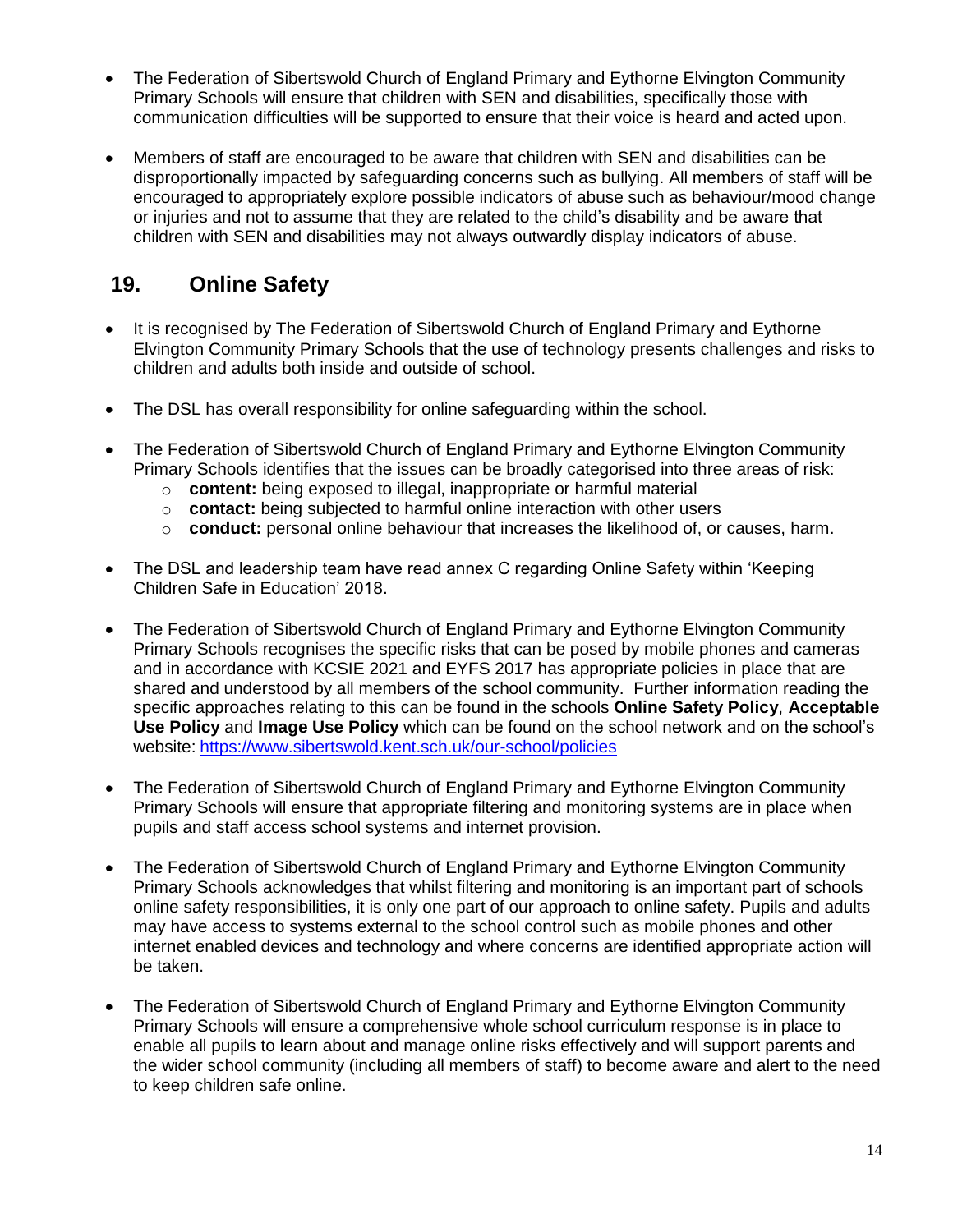- The Federation of Sibertswold Church of England Primary and Eythorne Elvington Community Primary Schools will ensure that children with SEN and disabilities, specifically those with communication difficulties will be supported to ensure that their voice is heard and acted upon.

- Members of staff are encouraged to be aware that children with SEN and disabilities can be disproportionally impacted by safeguarding concerns such as bullying. All members of staff will be encouraged to appropriately explore possible indicators of abuse such as behaviour/mood change or injuries and not to assume that they are related to the child's disability and be aware that children with SEN and disabilities may not always outwardly display indicators of abuse.

## 19. Online Safety

- It is recognised by The Federation of Sibertswold Church of England Primary and Eythorne Elvington Community Primary Schools that the use of technology presents challenges and risks to children and adults both inside and outside of school.

- The DSL has overall responsibility for online safeguarding within the school.

- The Federation of Sibertswold Church of England Primary and Eythorne Elvington Community Primary Schools identifies that the issues can be broadly categorised into three areas of risk:
  - **content:** being exposed to illegal, inappropriate or harmful material
  - **contact:** being subjected to harmful online interaction with other users
  - **conduct:** personal online behaviour that increases the likelihood of, or causes, harm.

- The DSL and leadership team have read annex C regarding Online Safety within 'Keeping Children Safe in Education' 2018.

- The Federation of Sibertswold Church of England Primary and Eythorne Elvington Community Primary Schools recognises the specific risks that can be posed by mobile phones and cameras and in accordance with KCSIE 2021 and EYFS 2017 has appropriate policies in place that are shared and understood by all members of the school community. Further information reading the specific approaches relating to this can be found in the schools **Online Safety Policy**, **Acceptable Use Policy** and **Image Use Policy** which can be found on the school network and on the school's website: https://www.sibertswold.kent.sch.uk/our-school/policies

- The Federation of Sibertswold Church of England Primary and Eythorne Elvington Community Primary Schools will ensure that appropriate filtering and monitoring systems are in place when pupils and staff access school systems and internet provision.

- The Federation of Sibertswold Church of England Primary and Eythorne Elvington Community Primary Schools acknowledges that whilst filtering and monitoring is an important part of schools online safety responsibilities, it is only one part of our approach to online safety. Pupils and adults may have access to systems external to the school control such as mobile phones and other internet enabled devices and technology and where concerns are identified appropriate action will be taken.

- The Federation of Sibertswold Church of England Primary and Eythorne Elvington Community Primary Schools will ensure a comprehensive whole school curriculum response is in place to enable all pupils to learn about and manage online risks effectively and will support parents and the wider school community (including all members of staff) to become aware and alert to the need to keep children safe online.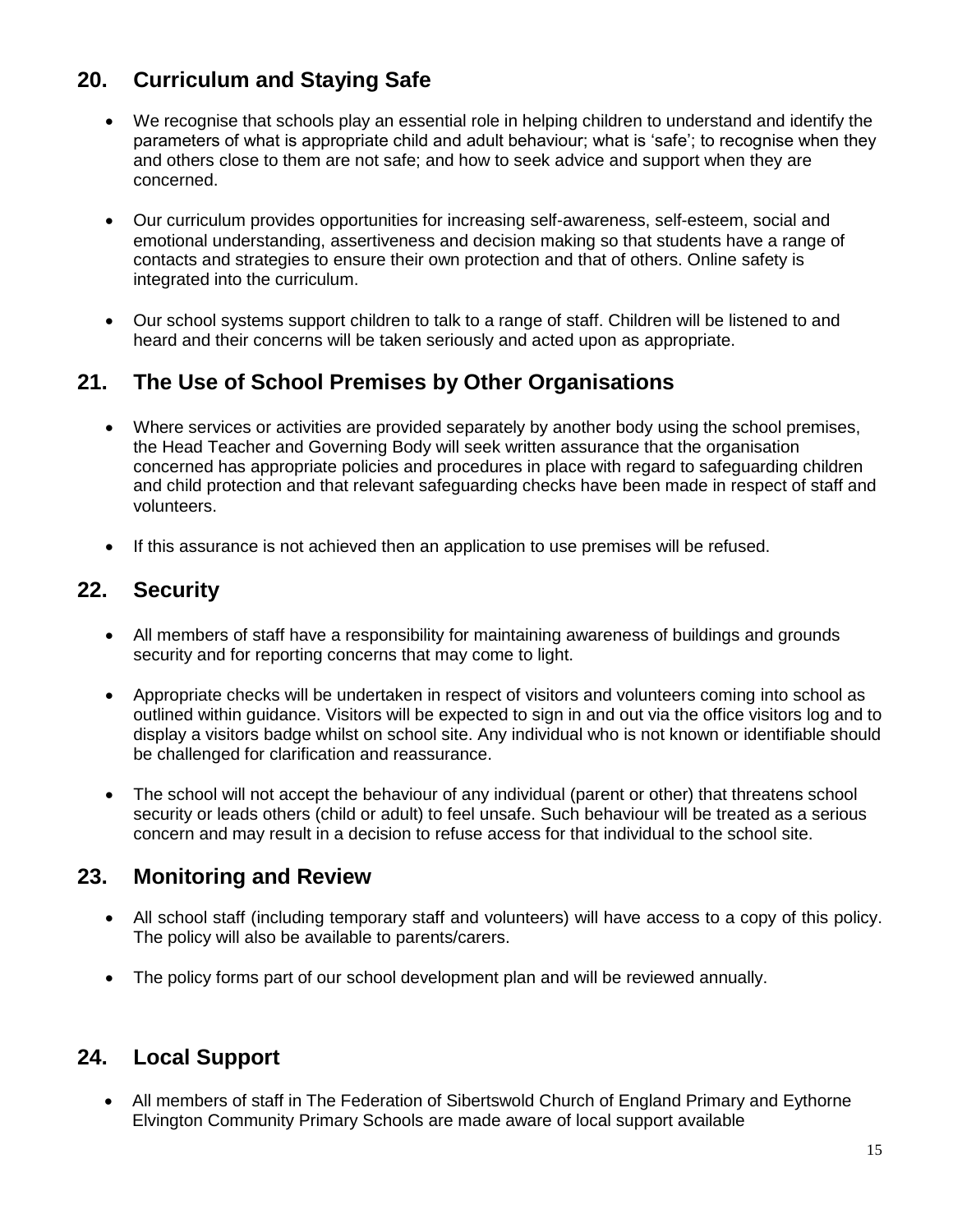## 20. Curriculum and Staying Safe

- We recognise that schools play an essential role in helping children to understand and identify the parameters of what is appropriate child and adult behaviour; what is 'safe'; to recognise when they and others close to them are not safe; and how to seek advice and support when they are concerned.

- Our curriculum provides opportunities for increasing self-awareness, self-esteem, social and emotional understanding, assertiveness and decision making so that students have a range of contacts and strategies to ensure their own protection and that of others. Online safety is integrated into the curriculum.

- Our school systems support children to talk to a range of staff. Children will be listened to and heard and their concerns will be taken seriously and acted upon as appropriate.

## 21. The Use of School Premises by Other Organisations

- Where services or activities are provided separately by another body using the school premises, the Head Teacher and Governing Body will seek written assurance that the organisation concerned has appropriate policies and procedures in place with regard to safeguarding children and child protection and that relevant safeguarding checks have been made in respect of staff and volunteers.

- If this assurance is not achieved then an application to use premises will be refused.

## 22. Security

- All members of staff have a responsibility for maintaining awareness of buildings and grounds security and for reporting concerns that may come to light.

- Appropriate checks will be undertaken in respect of visitors and volunteers coming into school as outlined within guidance. Visitors will be expected to sign in and out via the office visitors log and to display a visitors badge whilst on school site. Any individual who is not known or identifiable should be challenged for clarification and reassurance.

- The school will not accept the behaviour of any individual (parent or other) that threatens school security or leads others (child or adult) to feel unsafe. Such behaviour will be treated as a serious concern and may result in a decision to refuse access for that individual to the school site.

## 23. Monitoring and Review

- All school staff (including temporary staff and volunteers) will have access to a copy of this policy. The policy will also be available to parents/carers.

- The policy forms part of our school development plan and will be reviewed annually.

## 24. Local Support

- All members of staff in The Federation of Sibertswold Church of England Primary and Eythorne Elvington Community Primary Schools are made aware of local support available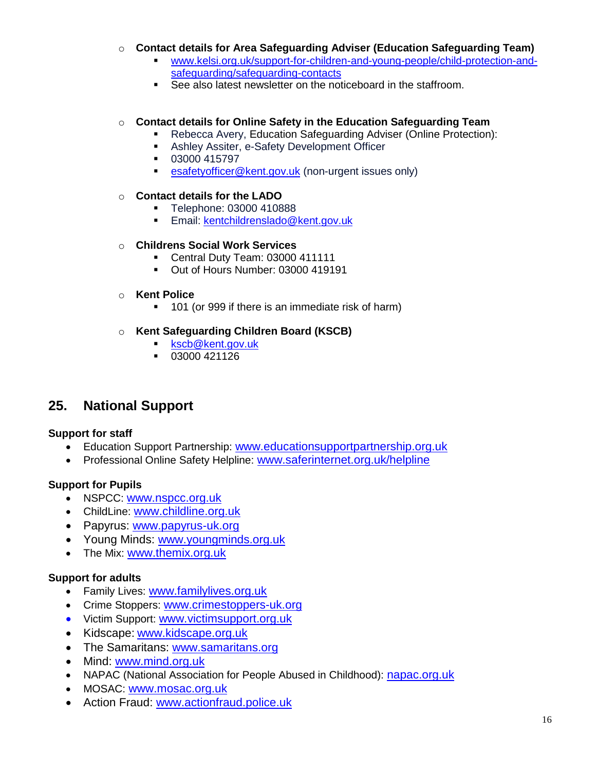- **Contact details for Area Safeguarding Adviser (Education Safeguarding Team)**
  - www.kelsi.org.uk/support-for-children-and-young-people/child-protection-and-safeguarding/safeguarding-contacts
  - See also latest newsletter on the noticeboard in the staffroom.

- **Contact details for Online Safety in the Education Safeguarding Team**
  - Rebecca Avery, Education Safeguarding Adviser (Online Protection):
  - Ashley Assiter, e-Safety Development Officer
  - 03000 415797
  - esafetyofficer@kent.gov.uk (non-urgent issues only)

- **Contact details for the LADO**
  - Telephone: 03000 410888
  - Email: kentchildrenslado@kent.gov.uk

- **Childrens Social Work Services**
  - Central Duty Team: 03000 411111
  - Out of Hours Number: 03000 419191

- **Kent Police**
  - 101 (or 999 if there is an immediate risk of harm)

- **Kent Safeguarding Children Board (KSCB)**
  - kscb@kent.gov.uk
  - 03000 421126

## 25. National Support

**Support for staff**

- Education Support Partnership: www.educationsupportpartnership.org.uk
- Professional Online Safety Helpline: www.saferinternet.org.uk/helpline

**Support for Pupils**

- NSPCC: www.nspcc.org.uk
- ChildLine: www.childline.org.uk
- Papyrus: www.papyrus-uk.org
- Young Minds: www.youngminds.org.uk
- The Mix: www.themix.org.uk

**Support for adults**

- Family Lives: www.familylives.org.uk
- Crime Stoppers: www.crimestoppers-uk.org
- Victim Support: www.victimsupport.org.uk
- Kidscape: www.kidscape.org.uk
- The Samaritans: www.samaritans.org
- Mind: www.mind.org.uk
- NAPAC (National Association for People Abused in Childhood): napac.org.uk
- MOSAC: www.mosac.org.uk
- Action Fraud: www.actionfraud.police.uk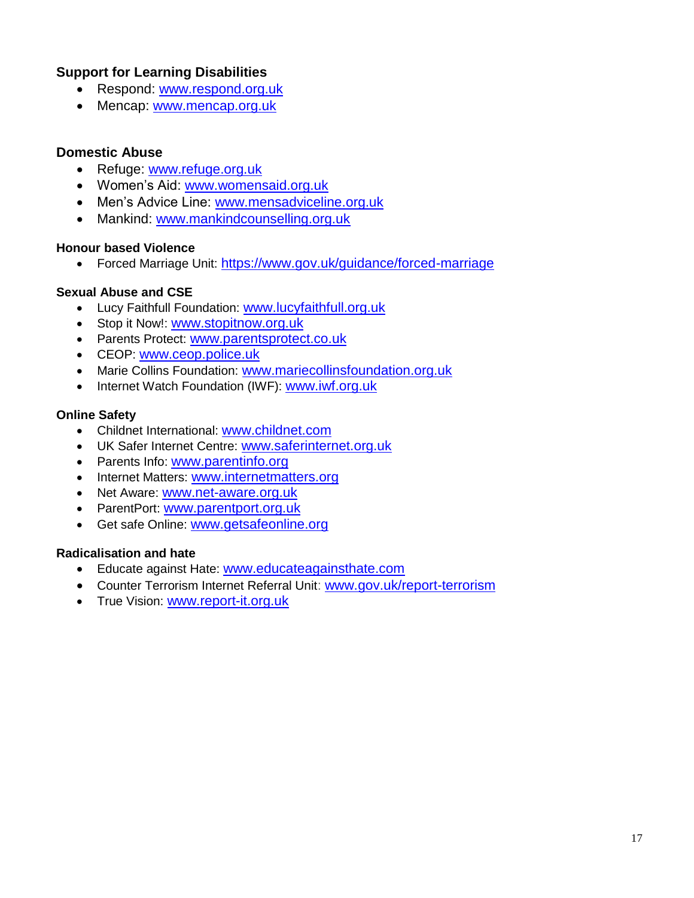### Support for Learning Disabilities

- Respond: www.respond.org.uk
- Mencap: www.mencap.org.uk

### Domestic Abuse

- Refuge: www.refuge.org.uk
- Women's Aid: www.womensaid.org.uk
- Men's Advice Line: www.mensadviceline.org.uk
- Mankind: www.mankindcounselling.org.uk

### Honour based Violence

- Forced Marriage Unit: https://www.gov.uk/guidance/forced-marriage

### Sexual Abuse and CSE

- Lucy Faithfull Foundation: www.lucyfaithfull.org.uk
- Stop it Now!: www.stopitnow.org.uk
- Parents Protect: www.parentsprotect.co.uk
- CEOP: www.ceop.police.uk
- Marie Collins Foundation: www.mariecollinsfoundation.org.uk
- Internet Watch Foundation (IWF): www.iwf.org.uk

### Online Safety

- Childnet International: www.childnet.com
- UK Safer Internet Centre: www.saferinternet.org.uk
- Parents Info: www.parentinfo.org
- Internet Matters: www.internetmatters.org
- Net Aware: www.net-aware.org.uk
- ParentPort: www.parentport.org.uk
- Get safe Online: www.getsafeonline.org

### Radicalisation and hate

- Educate against Hate: www.educateagainsthate.com
- Counter Terrorism Internet Referral Unit: www.gov.uk/report-terrorism
- True Vision: www.report-it.org.uk